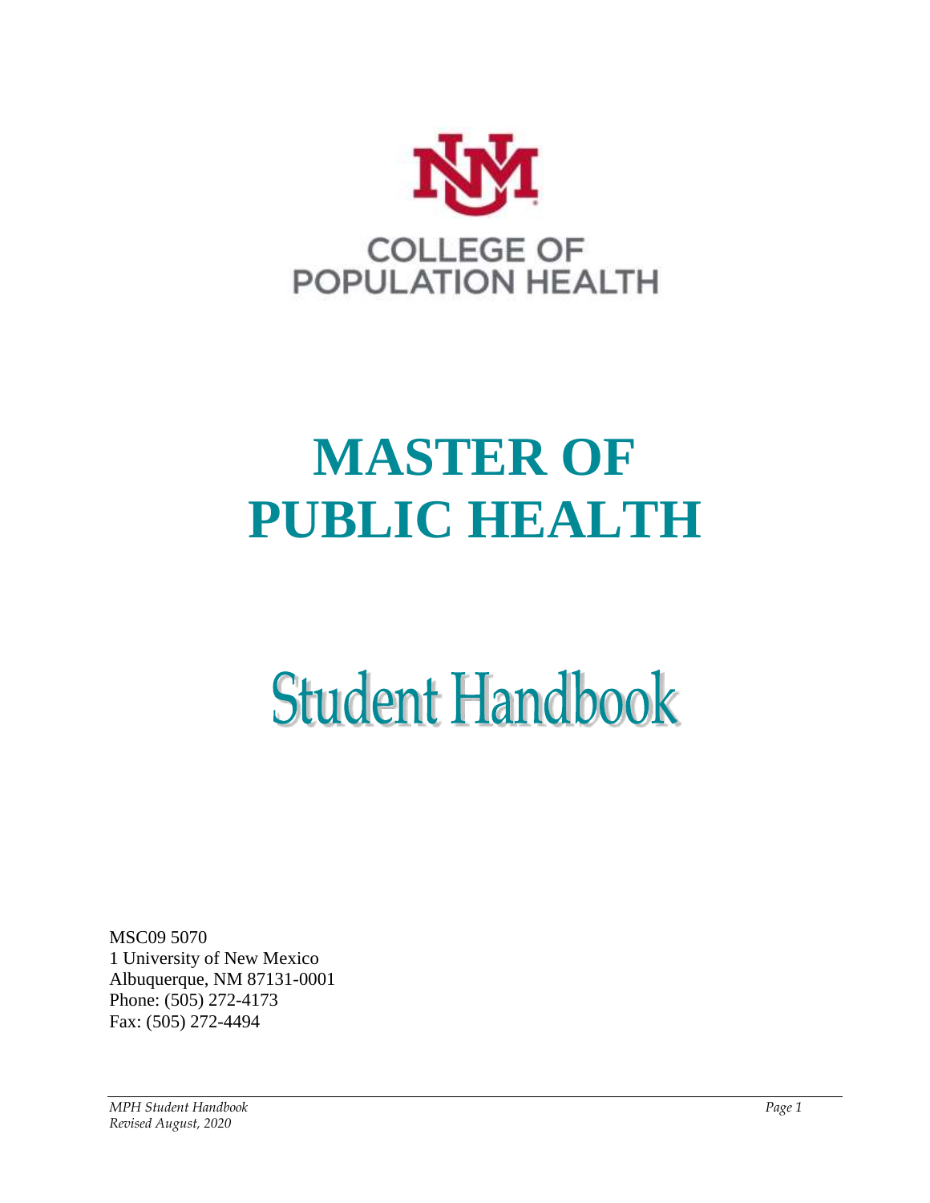COLLEGE OF
POPULATION HEALTH

# MASTER OF PUBLIC HEALTH

# Student Handbook

MSC09 5070
1 University of New Mexico
Albuquerque, NM 87131-0001
Phone: (505) 272-4173
Fax: (505) 272-4494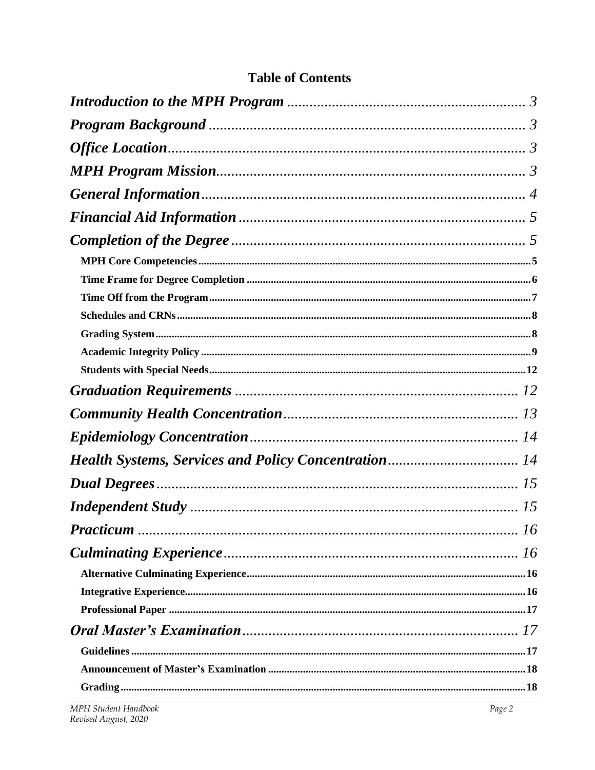## Table of Contents

| | |
|---|---|
| ***Introduction to the MPH Program*** | 3 |
| ***Program Background*** | 3 |
| ***Office Location*** | 3 |
| ***MPH Program Mission*** | 3 |
| ***General Information*** | 4 |
| ***Financial Aid Information*** | 5 |
| ***Completion of the Degree*** | 5 |
| **MPH Core Competencies** | 5 |
| **Time Frame for Degree Completion** | 6 |
| **Time Off from the Program** | 7 |
| **Schedules and CRNs** | 8 |
| **Grading System** | 8 |
| **Academic Integrity Policy** | 9 |
| **Students with Special Needs** | 12 |
| ***Graduation Requirements*** | 12 |
| ***Community Health Concentration*** | 13 |
| ***Epidemiology Concentration*** | 14 |
| ***Health Systems, Services and Policy Concentration*** | 14 |
| ***Dual Degrees*** | 15 |
| ***Independent Study*** | 15 |
| ***Practicum*** | 16 |
| ***Culminating Experience*** | 16 |
| **Alternative Culminating Experience** | 16 |
| **Integrative Experience** | 16 |
| **Professional Paper** | 17 |
| ***Oral Master's Examination*** | 17 |
| **Guidelines** | 17 |
| **Announcement of Master's Examination** | 18 |
| **Grading** | 18 |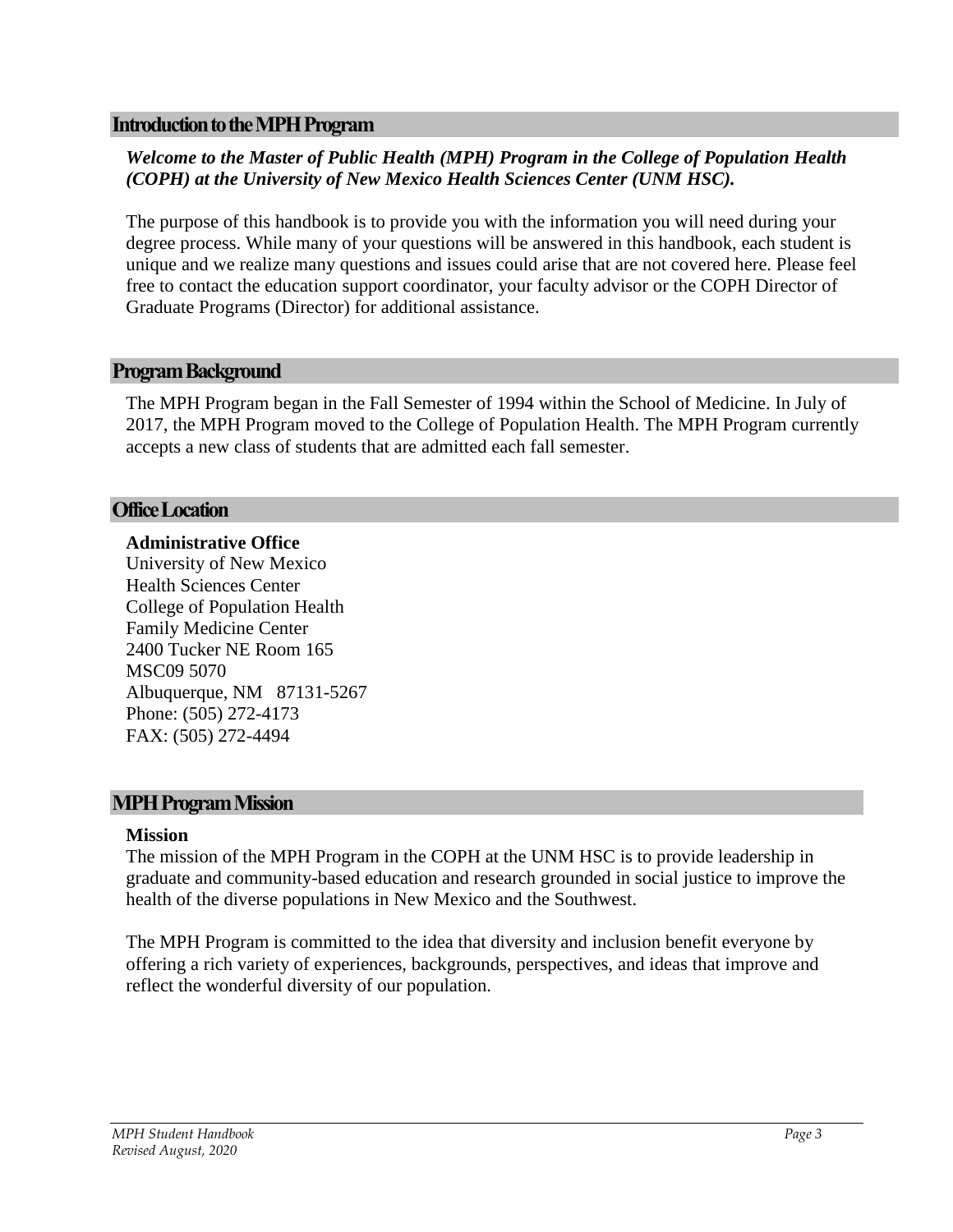## Introduction to the MPH Program

***Welcome to the Master of Public Health (MPH) Program in the College of Population Health (COPH) at the University of New Mexico Health Sciences Center (UNM HSC).***

The purpose of this handbook is to provide you with the information you will need during your degree process. While many of your questions will be answered in this handbook, each student is unique and we realize many questions and issues could arise that are not covered here. Please feel free to contact the education support coordinator, your faculty advisor or the COPH Director of Graduate Programs (Director) for additional assistance.

## Program Background

The MPH Program began in the Fall Semester of 1994 within the School of Medicine. In July of 2017, the MPH Program moved to the College of Population Health. The MPH Program currently accepts a new class of students that are admitted each fall semester.

## Office Location

**Administrative Office**
University of New Mexico
Health Sciences Center
College of Population Health
Family Medicine Center
2400 Tucker NE Room 165
MSC09 5070
Albuquerque, NM 87131-5267
Phone: (505) 272-4173
FAX: (505) 272-4494

## MPH Program Mission

**Mission**
The mission of the MPH Program in the COPH at the UNM HSC is to provide leadership in graduate and community-based education and research grounded in social justice to improve the health of the diverse populations in New Mexico and the Southwest.

The MPH Program is committed to the idea that diversity and inclusion benefit everyone by offering a rich variety of experiences, backgrounds, perspectives, and ideas that improve and reflect the wonderful diversity of our population.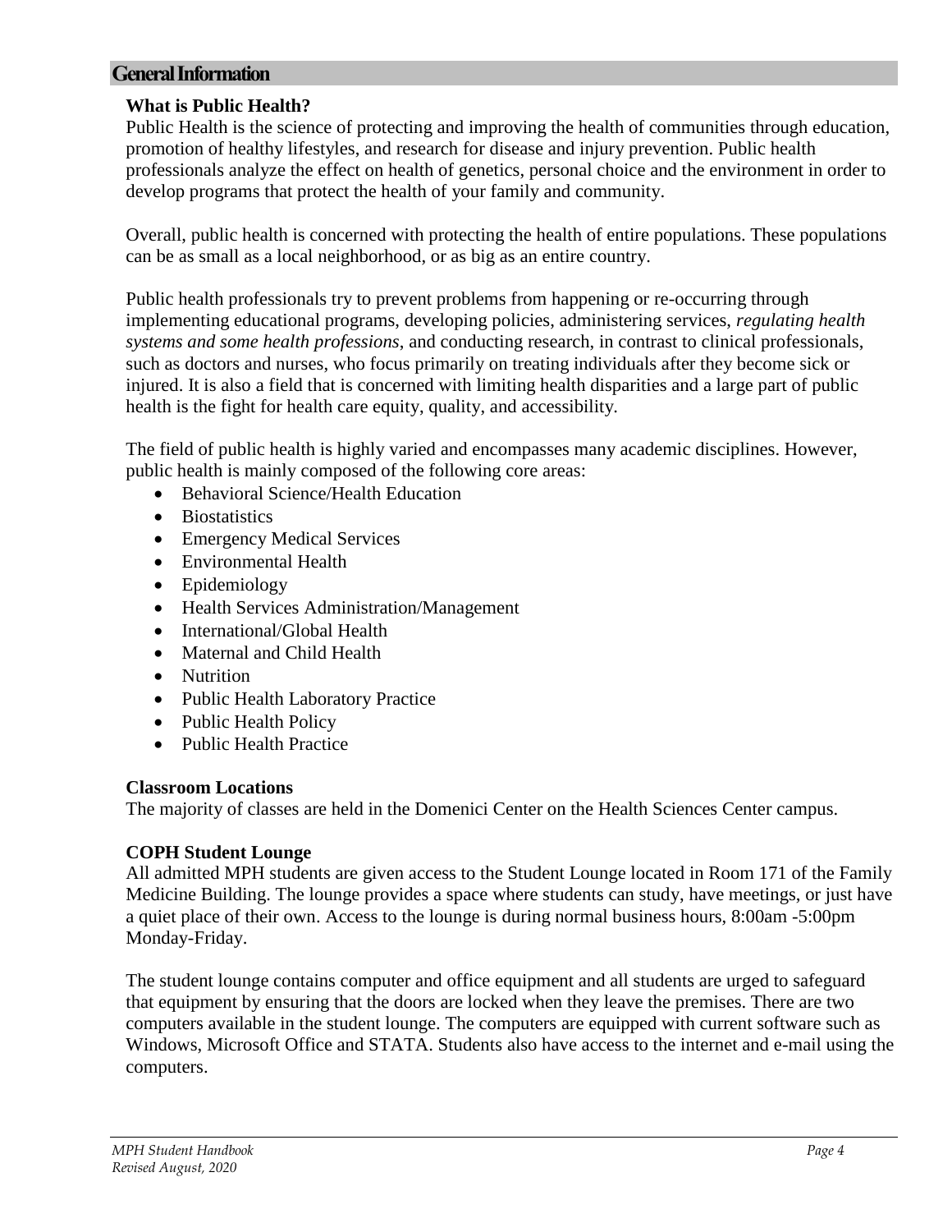## General Information

### What is Public Health?

Public Health is the science of protecting and improving the health of communities through education, promotion of healthy lifestyles, and research for disease and injury prevention. Public health professionals analyze the effect on health of genetics, personal choice and the environment in order to develop programs that protect the health of your family and community.

Overall, public health is concerned with protecting the health of entire populations. These populations can be as small as a local neighborhood, or as big as an entire country.

Public health professionals try to prevent problems from happening or re-occurring through implementing educational programs, developing policies, administering services, *regulating health systems and some health professions*, and conducting research, in contrast to clinical professionals, such as doctors and nurses, who focus primarily on treating individuals after they become sick or injured. It is also a field that is concerned with limiting health disparities and a large part of public health is the fight for health care equity, quality, and accessibility.

The field of public health is highly varied and encompasses many academic disciplines. However, public health is mainly composed of the following core areas:

- Behavioral Science/Health Education
- Biostatistics
- Emergency Medical Services
- Environmental Health
- Epidemiology
- Health Services Administration/Management
- International/Global Health
- Maternal and Child Health
- Nutrition
- Public Health Laboratory Practice
- Public Health Policy
- Public Health Practice

### Classroom Locations

The majority of classes are held in the Domenici Center on the Health Sciences Center campus.

### COPH Student Lounge

All admitted MPH students are given access to the Student Lounge located in Room 171 of the Family Medicine Building. The lounge provides a space where students can study, have meetings, or just have a quiet place of their own. Access to the lounge is during normal business hours, 8:00am -5:00pm Monday-Friday.

The student lounge contains computer and office equipment and all students are urged to safeguard that equipment by ensuring that the doors are locked when they leave the premises. There are two computers available in the student lounge. The computers are equipped with current software such as Windows, Microsoft Office and STATA. Students also have access to the internet and e-mail using the computers.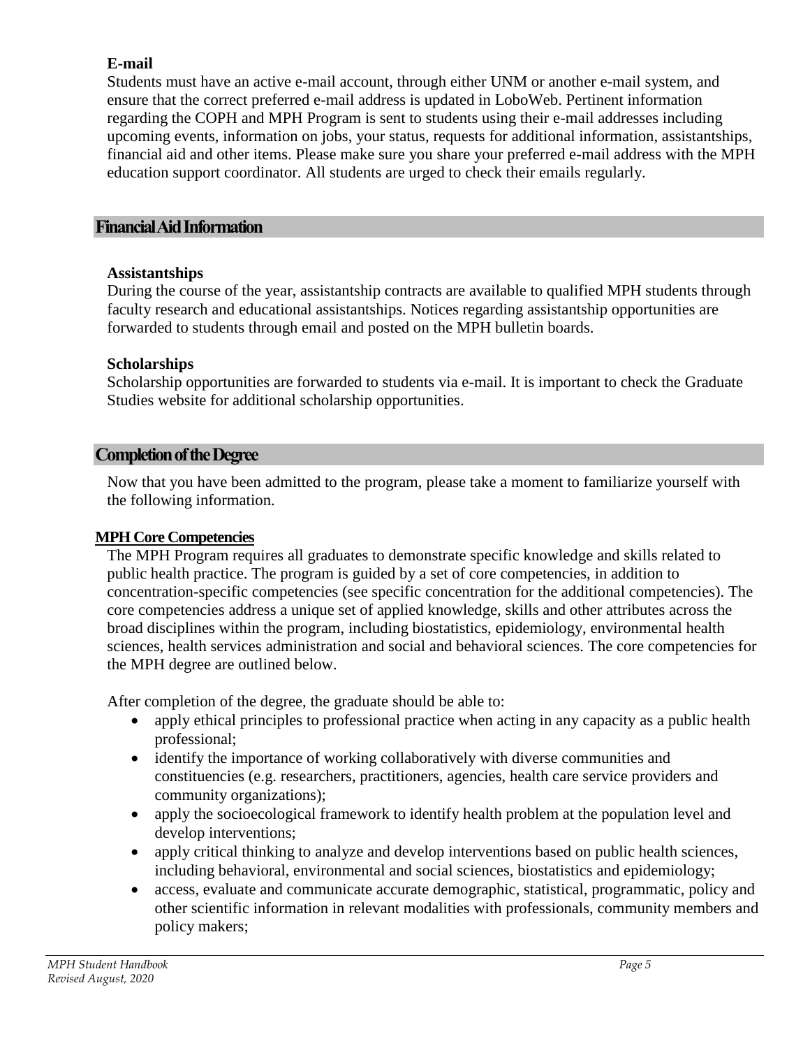### E-mail

Students must have an active e-mail account, through either UNM or another e-mail system, and ensure that the correct preferred e-mail address is updated in LoboWeb. Pertinent information regarding the COPH and MPH Program is sent to students using their e-mail addresses including upcoming events, information on jobs, your status, requests for additional information, assistantships, financial aid and other items. Please make sure you share your preferred e-mail address with the MPH education support coordinator. All students are urged to check their emails regularly.

## Financial Aid Information

### Assistantships

During the course of the year, assistantship contracts are available to qualified MPH students through faculty research and educational assistantships. Notices regarding assistantship opportunities are forwarded to students through email and posted on the MPH bulletin boards.

### Scholarships

Scholarship opportunities are forwarded to students via e-mail. It is important to check the Graduate Studies website for additional scholarship opportunities.

## Completion of the Degree

Now that you have been admitted to the program, please take a moment to familiarize yourself with the following information.

### MPH Core Competencies

The MPH Program requires all graduates to demonstrate specific knowledge and skills related to public health practice. The program is guided by a set of core competencies, in addition to concentration-specific competencies (see specific concentration for the additional competencies). The core competencies address a unique set of applied knowledge, skills and other attributes across the broad disciplines within the program, including biostatistics, epidemiology, environmental health sciences, health services administration and social and behavioral sciences. The core competencies for the MPH degree are outlined below.

After completion of the degree, the graduate should be able to:

- apply ethical principles to professional practice when acting in any capacity as a public health professional;
- identify the importance of working collaboratively with diverse communities and constituencies (e.g. researchers, practitioners, agencies, health care service providers and community organizations);
- apply the socioecological framework to identify health problem at the population level and develop interventions;
- apply critical thinking to analyze and develop interventions based on public health sciences, including behavioral, environmental and social sciences, biostatistics and epidemiology;
- access, evaluate and communicate accurate demographic, statistical, programmatic, policy and other scientific information in relevant modalities with professionals, community members and policy makers;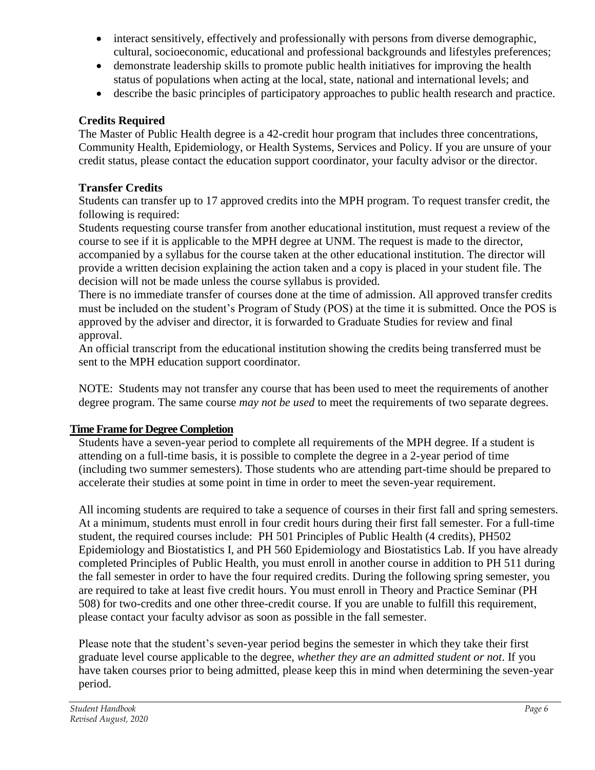- interact sensitively, effectively and professionally with persons from diverse demographic, cultural, socioeconomic, educational and professional backgrounds and lifestyles preferences;
- demonstrate leadership skills to promote public health initiatives for improving the health status of populations when acting at the local, state, national and international levels; and
- describe the basic principles of participatory approaches to public health research and practice.

### Credits Required

The Master of Public Health degree is a 42-credit hour program that includes three concentrations, Community Health, Epidemiology, or Health Systems, Services and Policy. If you are unsure of your credit status, please contact the education support coordinator, your faculty advisor or the director.

### Transfer Credits

Students can transfer up to 17 approved credits into the MPH program. To request transfer credit, the following is required:

Students requesting course transfer from another educational institution, must request a review of the course to see if it is applicable to the MPH degree at UNM. The request is made to the director, accompanied by a syllabus for the course taken at the other educational institution. The director will provide a written decision explaining the action taken and a copy is placed in your student file. The decision will not be made unless the course syllabus is provided.

There is no immediate transfer of courses done at the time of admission. All approved transfer credits must be included on the student's Program of Study (POS) at the time it is submitted. Once the POS is approved by the adviser and director, it is forwarded to Graduate Studies for review and final approval.

An official transcript from the educational institution showing the credits being transferred must be sent to the MPH education support coordinator.

NOTE: Students may not transfer any course that has been used to meet the requirements of another degree program. The same course *may not be used* to meet the requirements of two separate degrees.

### Time Frame for Degree Completion

Students have a seven-year period to complete all requirements of the MPH degree. If a student is attending on a full-time basis, it is possible to complete the degree in a 2-year period of time (including two summer semesters). Those students who are attending part-time should be prepared to accelerate their studies at some point in time in order to meet the seven-year requirement.

All incoming students are required to take a sequence of courses in their first fall and spring semesters. At a minimum, students must enroll in four credit hours during their first fall semester. For a full-time student, the required courses include: PH 501 Principles of Public Health (4 credits), PH502 Epidemiology and Biostatistics I, and PH 560 Epidemiology and Biostatistics Lab. If you have already completed Principles of Public Health, you must enroll in another course in addition to PH 511 during the fall semester in order to have the four required credits. During the following spring semester, you are required to take at least five credit hours. You must enroll in Theory and Practice Seminar (PH 508) for two-credits and one other three-credit course. If you are unable to fulfill this requirement, please contact your faculty advisor as soon as possible in the fall semester.

Please note that the student's seven-year period begins the semester in which they take their first graduate level course applicable to the degree, *whether they are an admitted student or not*. If you have taken courses prior to being admitted, please keep this in mind when determining the seven-year period.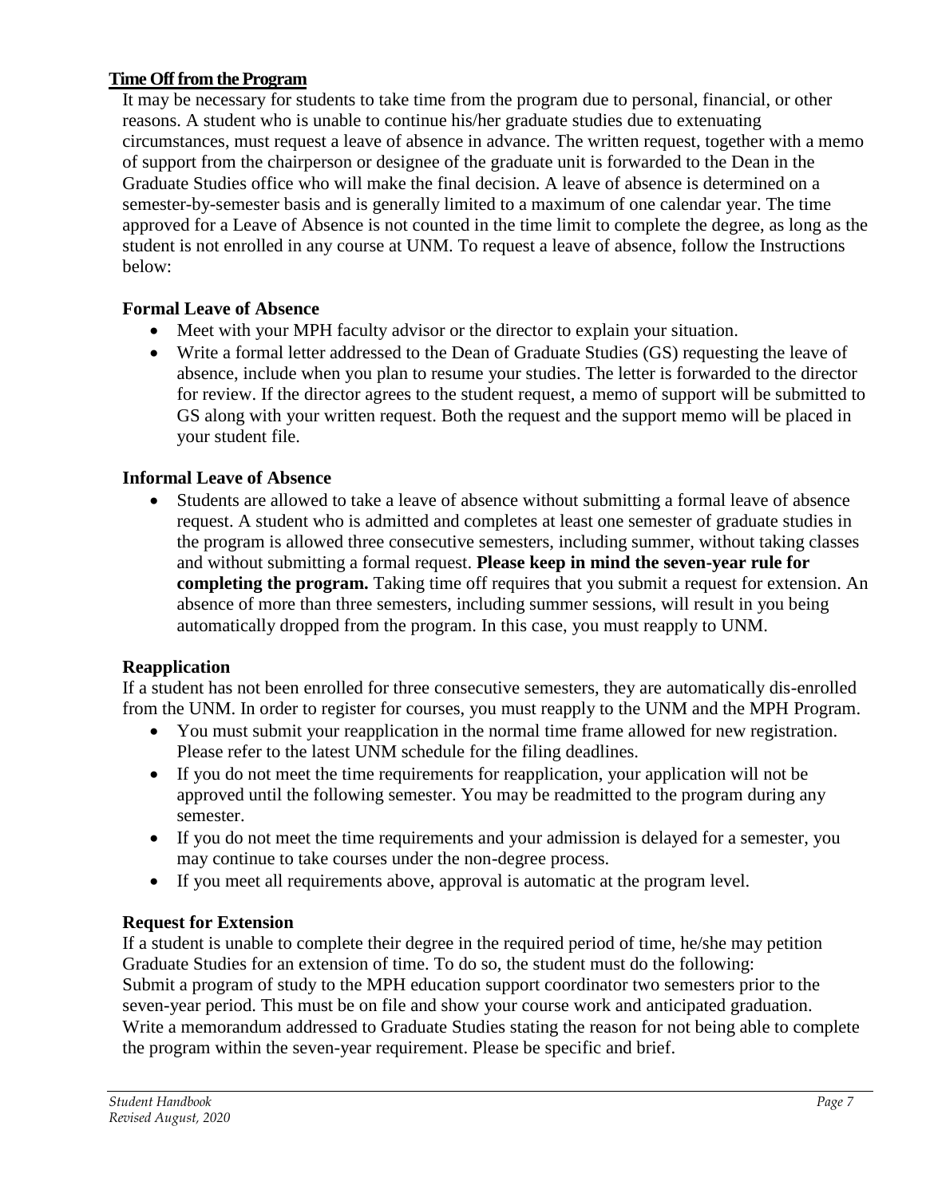## Time Off from the Program

It may be necessary for students to take time from the program due to personal, financial, or other reasons. A student who is unable to continue his/her graduate studies due to extenuating circumstances, must request a leave of absence in advance. The written request, together with a memo of support from the chairperson or designee of the graduate unit is forwarded to the Dean in the Graduate Studies office who will make the final decision. A leave of absence is determined on a semester-by-semester basis and is generally limited to a maximum of one calendar year. The time approved for a Leave of Absence is not counted in the time limit to complete the degree, as long as the student is not enrolled in any course at UNM. To request a leave of absence, follow the Instructions below:

### Formal Leave of Absence

- Meet with your MPH faculty advisor or the director to explain your situation.
- Write a formal letter addressed to the Dean of Graduate Studies (GS) requesting the leave of absence, include when you plan to resume your studies. The letter is forwarded to the director for review. If the director agrees to the student request, a memo of support will be submitted to GS along with your written request. Both the request and the support memo will be placed in your student file.

### Informal Leave of Absence

- Students are allowed to take a leave of absence without submitting a formal leave of absence request. A student who is admitted and completes at least one semester of graduate studies in the program is allowed three consecutive semesters, including summer, without taking classes and without submitting a formal request. **Please keep in mind the seven-year rule for completing the program.** Taking time off requires that you submit a request for extension. An absence of more than three semesters, including summer sessions, will result in you being automatically dropped from the program. In this case, you must reapply to UNM.

### Reapplication

If a student has not been enrolled for three consecutive semesters, they are automatically dis-enrolled from the UNM. In order to register for courses, you must reapply to the UNM and the MPH Program.

- You must submit your reapplication in the normal time frame allowed for new registration. Please refer to the latest UNM schedule for the filing deadlines.
- If you do not meet the time requirements for reapplication, your application will not be approved until the following semester. You may be readmitted to the program during any semester.
- If you do not meet the time requirements and your admission is delayed for a semester, you may continue to take courses under the non-degree process.
- If you meet all requirements above, approval is automatic at the program level.

### Request for Extension

If a student is unable to complete their degree in the required period of time, he/she may petition Graduate Studies for an extension of time. To do so, the student must do the following:
Submit a program of study to the MPH education support coordinator two semesters prior to the seven-year period. This must be on file and show your course work and anticipated graduation.
Write a memorandum addressed to Graduate Studies stating the reason for not being able to complete the program within the seven-year requirement. Please be specific and brief.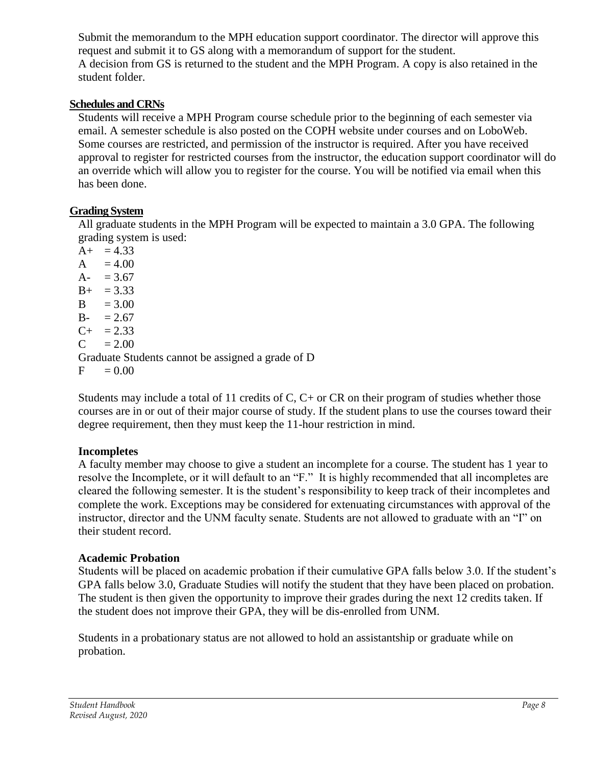Submit the memorandum to the MPH education support coordinator. The director will approve this request and submit it to GS along with a memorandum of support for the student.

A decision from GS is returned to the student and the MPH Program. A copy is also retained in the student folder.

## Schedules and CRNs

Students will receive a MPH Program course schedule prior to the beginning of each semester via email. A semester schedule is also posted on the COPH website under courses and on LoboWeb. Some courses are restricted, and permission of the instructor is required. After you have received approval to register for restricted courses from the instructor, the education support coordinator will do an override which will allow you to register for the course. You will be notified via email when this has been done.

## Grading System

All graduate students in the MPH Program will be expected to maintain a 3.0 GPA. The following grading system is used:

A+ = 4.33
A = 4.00
A- = 3.67
B+ = 3.33
B = 3.00
B- = 2.67
C+ = 2.33
C = 2.00
Graduate Students cannot be assigned a grade of D
F = 0.00

Students may include a total of 11 credits of C, C+ or CR on their program of studies whether those courses are in or out of their major course of study. If the student plans to use the courses toward their degree requirement, then they must keep the 11-hour restriction in mind.

### Incompletes

A faculty member may choose to give a student an incomplete for a course. The student has 1 year to resolve the Incomplete, or it will default to an "F." It is highly recommended that all incompletes are cleared the following semester. It is the student's responsibility to keep track of their incompletes and complete the work. Exceptions may be considered for extenuating circumstances with approval of the instructor, director and the UNM faculty senate. Students are not allowed to graduate with an "I" on their student record.

### Academic Probation

Students will be placed on academic probation if their cumulative GPA falls below 3.0. If the student's GPA falls below 3.0, Graduate Studies will notify the student that they have been placed on probation. The student is then given the opportunity to improve their grades during the next 12 credits taken. If the student does not improve their GPA, they will be dis-enrolled from UNM.

Students in a probationary status are not allowed to hold an assistantship or graduate while on probation.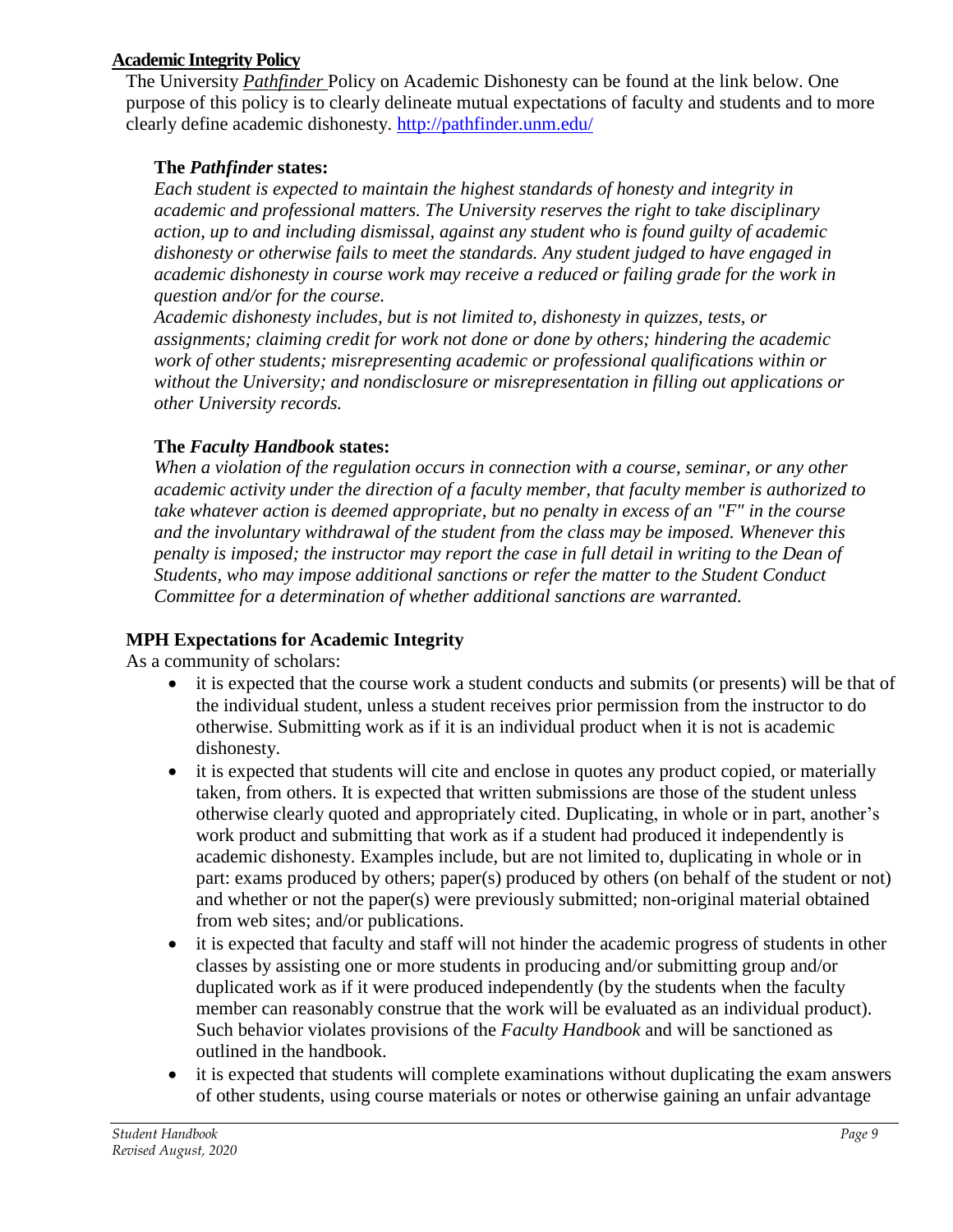## Academic Integrity Policy

The University *Pathfinder* Policy on Academic Dishonesty can be found at the link below. One purpose of this policy is to clearly delineate mutual expectations of faculty and students and to more clearly define academic dishonesty. http://pathfinder.unm.edu/

**The *Pathfinder* states:**

*Each student is expected to maintain the highest standards of honesty and integrity in academic and professional matters. The University reserves the right to take disciplinary action, up to and including dismissal, against any student who is found guilty of academic dishonesty or otherwise fails to meet the standards. Any student judged to have engaged in academic dishonesty in course work may receive a reduced or failing grade for the work in question and/or for the course.*

*Academic dishonesty includes, but is not limited to, dishonesty in quizzes, tests, or assignments; claiming credit for work not done or done by others; hindering the academic work of other students; misrepresenting academic or professional qualifications within or without the University; and nondisclosure or misrepresentation in filling out applications or other University records.*

**The *Faculty Handbook* states:**

*When a violation of the regulation occurs in connection with a course, seminar, or any other academic activity under the direction of a faculty member, that faculty member is authorized to take whatever action is deemed appropriate, but no penalty in excess of an "F" in the course and the involuntary withdrawal of the student from the class may be imposed. Whenever this penalty is imposed; the instructor may report the case in full detail in writing to the Dean of Students, who may impose additional sanctions or refer the matter to the Student Conduct Committee for a determination of whether additional sanctions are warranted.*

### MPH Expectations for Academic Integrity

As a community of scholars:

- it is expected that the course work a student conducts and submits (or presents) will be that of the individual student, unless a student receives prior permission from the instructor to do otherwise. Submitting work as if it is an individual product when it is not is academic dishonesty.
- it is expected that students will cite and enclose in quotes any product copied, or materially taken, from others. It is expected that written submissions are those of the student unless otherwise clearly quoted and appropriately cited. Duplicating, in whole or in part, another's work product and submitting that work as if a student had produced it independently is academic dishonesty. Examples include, but are not limited to, duplicating in whole or in part: exams produced by others; paper(s) produced by others (on behalf of the student or not) and whether or not the paper(s) were previously submitted; non-original material obtained from web sites; and/or publications.
- it is expected that faculty and staff will not hinder the academic progress of students in other classes by assisting one or more students in producing and/or submitting group and/or duplicated work as if it were produced independently (by the students when the faculty member can reasonably construe that the work will be evaluated as an individual product). Such behavior violates provisions of the *Faculty Handbook* and will be sanctioned as outlined in the handbook.
- it is expected that students will complete examinations without duplicating the exam answers of other students, using course materials or notes or otherwise gaining an unfair advantage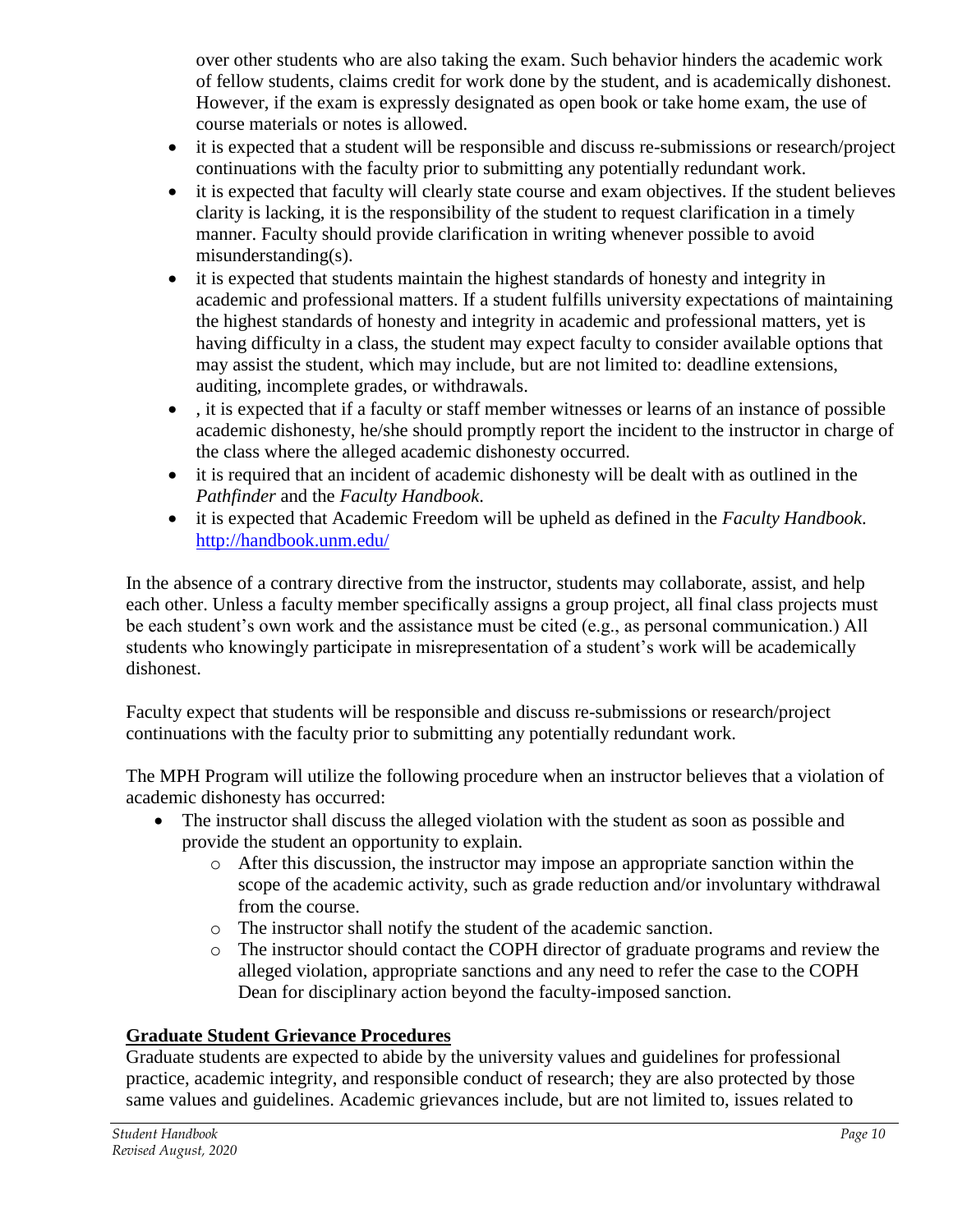over other students who are also taking the exam. Such behavior hinders the academic work of fellow students, claims credit for work done by the student, and is academically dishonest. However, if the exam is expressly designated as open book or take home exam, the use of course materials or notes is allowed.

- it is expected that a student will be responsible and discuss re-submissions or research/project continuations with the faculty prior to submitting any potentially redundant work.
- it is expected that faculty will clearly state course and exam objectives. If the student believes clarity is lacking, it is the responsibility of the student to request clarification in a timely manner. Faculty should provide clarification in writing whenever possible to avoid misunderstanding(s).
- it is expected that students maintain the highest standards of honesty and integrity in academic and professional matters. If a student fulfills university expectations of maintaining the highest standards of honesty and integrity in academic and professional matters, yet is having difficulty in a class, the student may expect faculty to consider available options that may assist the student, which may include, but are not limited to: deadline extensions, auditing, incomplete grades, or withdrawals.
- , it is expected that if a faculty or staff member witnesses or learns of an instance of possible academic dishonesty, he/she should promptly report the incident to the instructor in charge of the class where the alleged academic dishonesty occurred.
- it is required that an incident of academic dishonesty will be dealt with as outlined in the *Pathfinder* and the *Faculty Handbook*.
- it is expected that Academic Freedom will be upheld as defined in the *Faculty Handbook*. http://handbook.unm.edu/

In the absence of a contrary directive from the instructor, students may collaborate, assist, and help each other. Unless a faculty member specifically assigns a group project, all final class projects must be each student's own work and the assistance must be cited (e.g., as personal communication.) All students who knowingly participate in misrepresentation of a student's work will be academically dishonest.

Faculty expect that students will be responsible and discuss re-submissions or research/project continuations with the faculty prior to submitting any potentially redundant work.

The MPH Program will utilize the following procedure when an instructor believes that a violation of academic dishonesty has occurred:

- The instructor shall discuss the alleged violation with the student as soon as possible and provide the student an opportunity to explain.
    - After this discussion, the instructor may impose an appropriate sanction within the scope of the academic activity, such as grade reduction and/or involuntary withdrawal from the course.
    - The instructor shall notify the student of the academic sanction.
    - The instructor should contact the COPH director of graduate programs and review the alleged violation, appropriate sanctions and any need to refer the case to the COPH Dean for disciplinary action beyond the faculty-imposed sanction.

## Graduate Student Grievance Procedures

Graduate students are expected to abide by the university values and guidelines for professional practice, academic integrity, and responsible conduct of research; they are also protected by those same values and guidelines. Academic grievances include, but are not limited to, issues related to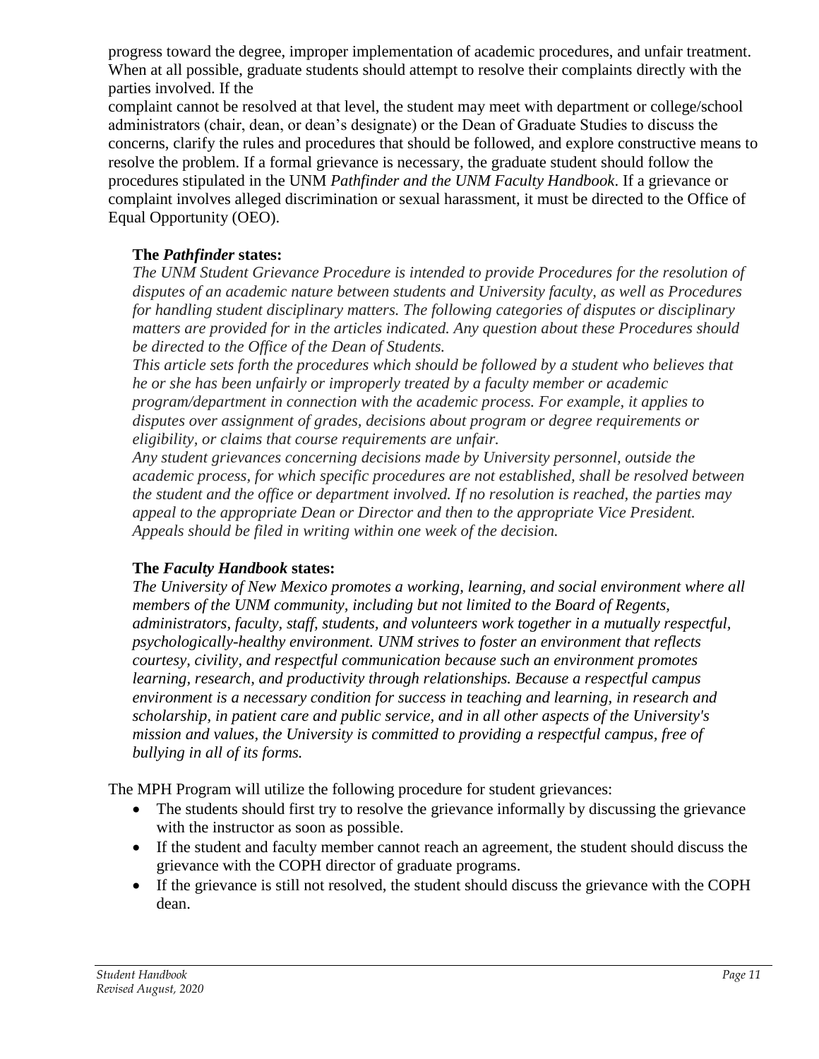progress toward the degree, improper implementation of academic procedures, and unfair treatment. When at all possible, graduate students should attempt to resolve their complaints directly with the parties involved. If the complaint cannot be resolved at that level, the student may meet with department or college/school administrators (chair, dean, or dean's designate) or the Dean of Graduate Studies to discuss the concerns, clarify the rules and procedures that should be followed, and explore constructive means to resolve the problem. If a formal grievance is necessary, the graduate student should follow the procedures stipulated in the UNM *Pathfinder and the UNM Faculty Handbook*. If a grievance or complaint involves alleged discrimination or sexual harassment, it must be directed to the Office of Equal Opportunity (OEO).

**The *Pathfinder* states:**

*The UNM Student Grievance Procedure is intended to provide Procedures for the resolution of disputes of an academic nature between students and University faculty, as well as Procedures for handling student disciplinary matters. The following categories of disputes or disciplinary matters are provided for in the articles indicated. Any question about these Procedures should be directed to the Office of the Dean of Students.*

*This article sets forth the procedures which should be followed by a student who believes that he or she has been unfairly or improperly treated by a faculty member or academic program/department in connection with the academic process. For example, it applies to disputes over assignment of grades, decisions about program or degree requirements or eligibility, or claims that course requirements are unfair.*

*Any student grievances concerning decisions made by University personnel, outside the academic process, for which specific procedures are not established, shall be resolved between the student and the office or department involved. If no resolution is reached, the parties may appeal to the appropriate Dean or Director and then to the appropriate Vice President. Appeals should be filed in writing within one week of the decision.*

**The *Faculty Handbook* states:**

*The University of New Mexico promotes a working, learning, and social environment where all members of the UNM community, including but not limited to the Board of Regents, administrators, faculty, staff, students, and volunteers work together in a mutually respectful, psychologically-healthy environment. UNM strives to foster an environment that reflects courtesy, civility, and respectful communication because such an environment promotes learning, research, and productivity through relationships. Because a respectful campus environment is a necessary condition for success in teaching and learning, in research and scholarship, in patient care and public service, and in all other aspects of the University's mission and values, the University is committed to providing a respectful campus, free of bullying in all of its forms.*

The MPH Program will utilize the following procedure for student grievances:

- The students should first try to resolve the grievance informally by discussing the grievance with the instructor as soon as possible.
- If the student and faculty member cannot reach an agreement, the student should discuss the grievance with the COPH director of graduate programs.
- If the grievance is still not resolved, the student should discuss the grievance with the COPH dean.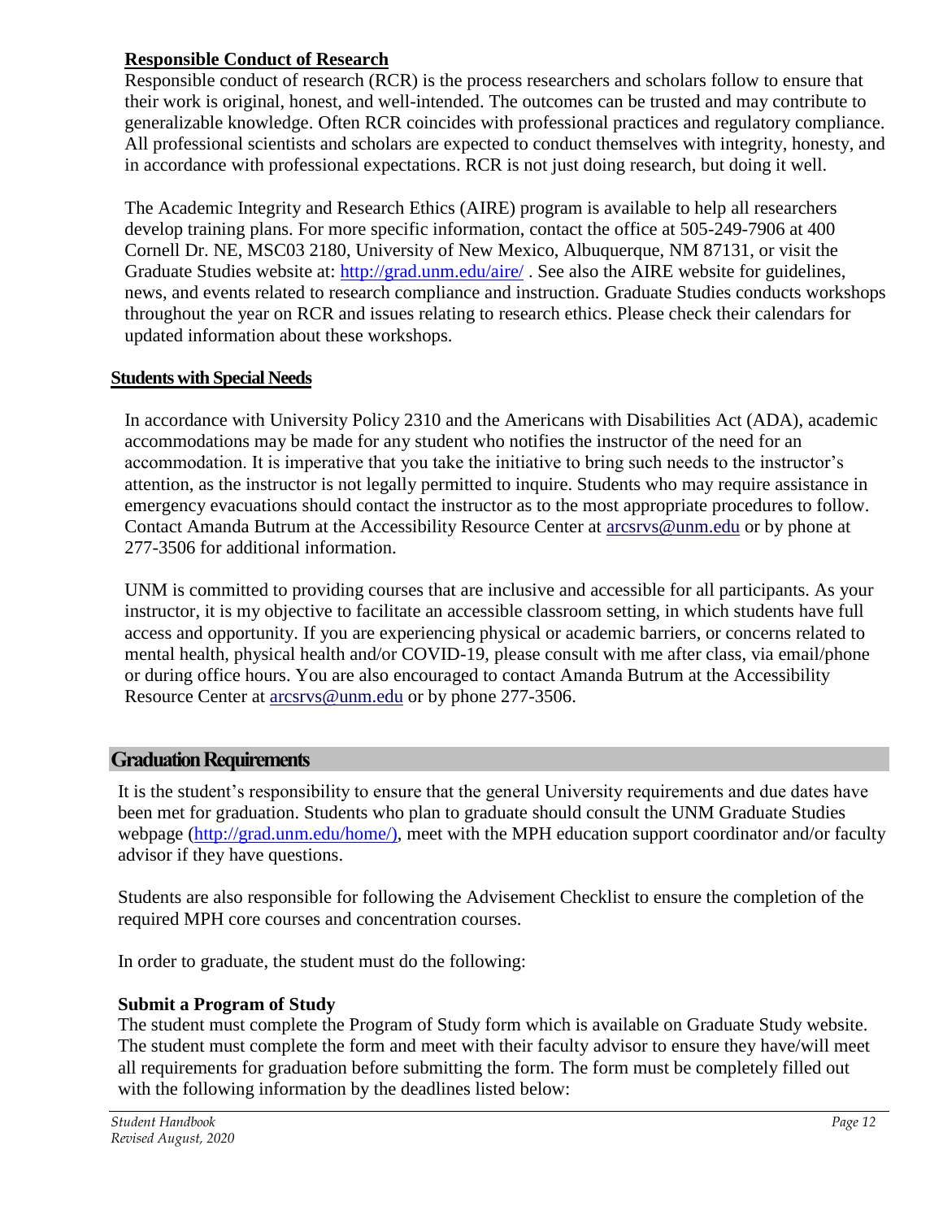**Responsible Conduct of Research**

Responsible conduct of research (RCR) is the process researchers and scholars follow to ensure that their work is original, honest, and well-intended. The outcomes can be trusted and may contribute to generalizable knowledge. Often RCR coincides with professional practices and regulatory compliance. All professional scientists and scholars are expected to conduct themselves with integrity, honesty, and in accordance with professional expectations. RCR is not just doing research, but doing it well.

The Academic Integrity and Research Ethics (AIRE) program is available to help all researchers develop training plans. For more specific information, contact the office at 505-249-7906 at 400 Cornell Dr. NE, MSC03 2180, University of New Mexico, Albuquerque, NM 87131, or visit the Graduate Studies website at: http://grad.unm.edu/aire/ . See also the AIRE website for guidelines, news, and events related to research compliance and instruction. Graduate Studies conducts workshops throughout the year on RCR and issues relating to research ethics. Please check their calendars for updated information about these workshops.

**Students with Special Needs**

In accordance with University Policy 2310 and the Americans with Disabilities Act (ADA), academic accommodations may be made for any student who notifies the instructor of the need for an accommodation. It is imperative that you take the initiative to bring such needs to the instructor's attention, as the instructor is not legally permitted to inquire. Students who may require assistance in emergency evacuations should contact the instructor as to the most appropriate procedures to follow. Contact Amanda Butrum at the Accessibility Resource Center at arcsrvs@unm.edu or by phone at 277-3506 for additional information.

UNM is committed to providing courses that are inclusive and accessible for all participants. As your instructor, it is my objective to facilitate an accessible classroom setting, in which students have full access and opportunity. If you are experiencing physical or academic barriers, or concerns related to mental health, physical health and/or COVID-19, please consult with me after class, via email/phone or during office hours. You are also encouraged to contact Amanda Butrum at the Accessibility Resource Center at arcsrvs@unm.edu or by phone 277-3506.

## Graduation Requirements

It is the student's responsibility to ensure that the general University requirements and due dates have been met for graduation. Students who plan to graduate should consult the UNM Graduate Studies webpage (http://grad.unm.edu/home/), meet with the MPH education support coordinator and/or faculty advisor if they have questions.

Students are also responsible for following the Advisement Checklist to ensure the completion of the required MPH core courses and concentration courses.

In order to graduate, the student must do the following:

**Submit a Program of Study**

The student must complete the Program of Study form which is available on Graduate Study website. The student must complete the form and meet with their faculty advisor to ensure they have/will meet all requirements for graduation before submitting the form. The form must be completely filled out with the following information by the deadlines listed below: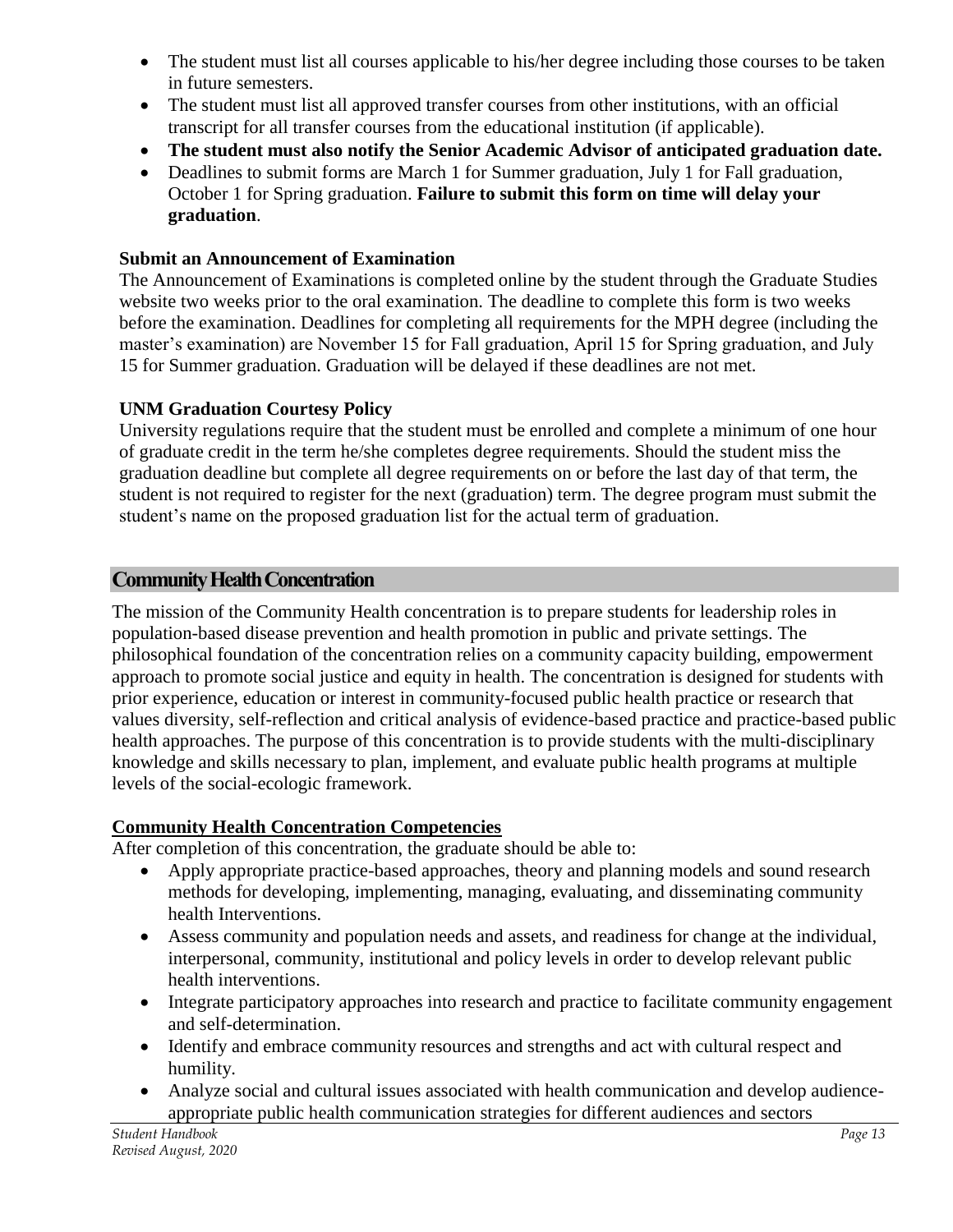- The student must list all courses applicable to his/her degree including those courses to be taken in future semesters.
- The student must list all approved transfer courses from other institutions, with an official transcript for all transfer courses from the educational institution (if applicable).
- **The student must also notify the Senior Academic Advisor of anticipated graduation date.**
- Deadlines to submit forms are March 1 for Summer graduation, July 1 for Fall graduation, October 1 for Spring graduation. **Failure to submit this form on time will delay your graduation**.

**Submit an Announcement of Examination**

The Announcement of Examinations is completed online by the student through the Graduate Studies website two weeks prior to the oral examination. The deadline to complete this form is two weeks before the examination. Deadlines for completing all requirements for the MPH degree (including the master's examination) are November 15 for Fall graduation, April 15 for Spring graduation, and July 15 for Summer graduation. Graduation will be delayed if these deadlines are not met.

**UNM Graduation Courtesy Policy**

University regulations require that the student must be enrolled and complete a minimum of one hour of graduate credit in the term he/she completes degree requirements. Should the student miss the graduation deadline but complete all degree requirements on or before the last day of that term, the student is not required to register for the next (graduation) term. The degree program must submit the student's name on the proposed graduation list for the actual term of graduation.

## Community Health Concentration

The mission of the Community Health concentration is to prepare students for leadership roles in population-based disease prevention and health promotion in public and private settings. The philosophical foundation of the concentration relies on a community capacity building, empowerment approach to promote social justice and equity in health. The concentration is designed for students with prior experience, education or interest in community-focused public health practice or research that values diversity, self-reflection and critical analysis of evidence-based practice and practice-based public health approaches. The purpose of this concentration is to provide students with the multi-disciplinary knowledge and skills necessary to plan, implement, and evaluate public health programs at multiple levels of the social-ecologic framework.

**Community Health Concentration Competencies**

After completion of this concentration, the graduate should be able to:

- Apply appropriate practice-based approaches, theory and planning models and sound research methods for developing, implementing, managing, evaluating, and disseminating community health Interventions.
- Assess community and population needs and assets, and readiness for change at the individual, interpersonal, community, institutional and policy levels in order to develop relevant public health interventions.
- Integrate participatory approaches into research and practice to facilitate community engagement and self-determination.
- Identify and embrace community resources and strengths and act with cultural respect and humility.
- Analyze social and cultural issues associated with health communication and develop audience-appropriate public health communication strategies for different audiences and sectors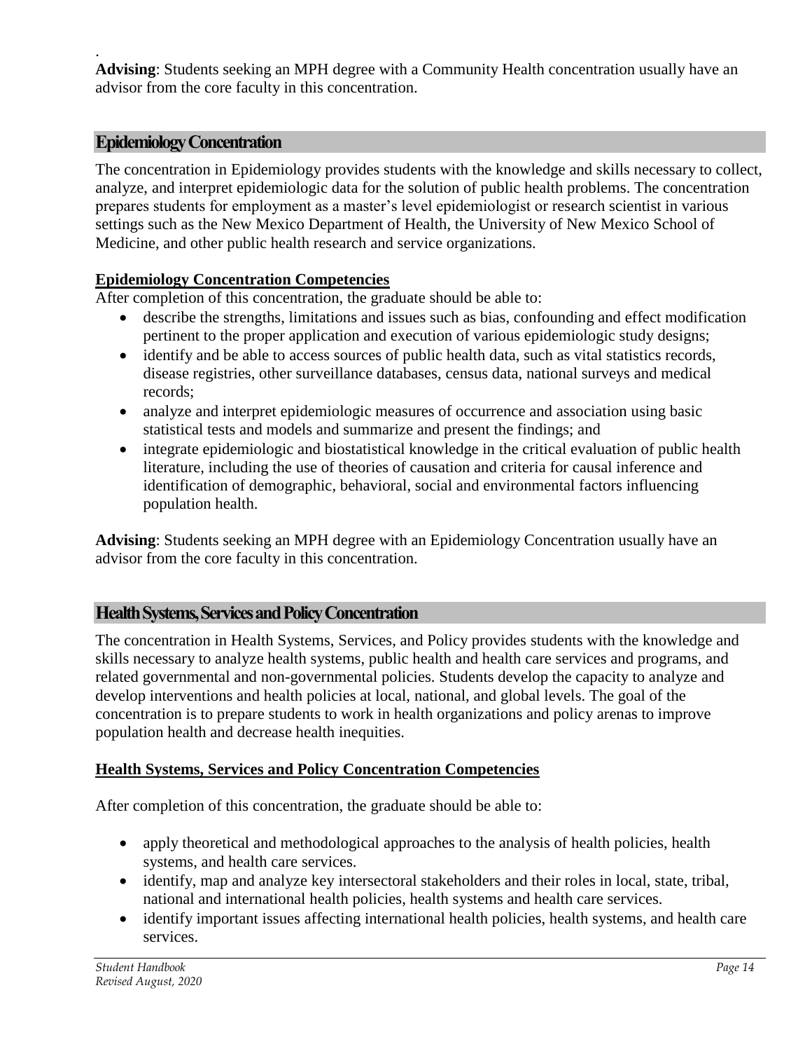.
**Advising**: Students seeking an MPH degree with a Community Health concentration usually have an advisor from the core faculty in this concentration.

## Epidemiology Concentration

The concentration in Epidemiology provides students with the knowledge and skills necessary to collect, analyze, and interpret epidemiologic data for the solution of public health problems. The concentration prepares students for employment as a master's level epidemiologist or research scientist in various settings such as the New Mexico Department of Health, the University of New Mexico School of Medicine, and other public health research and service organizations.

### Epidemiology Concentration Competencies

After completion of this concentration, the graduate should be able to:

- describe the strengths, limitations and issues such as bias, confounding and effect modification pertinent to the proper application and execution of various epidemiologic study designs;
- identify and be able to access sources of public health data, such as vital statistics records, disease registries, other surveillance databases, census data, national surveys and medical records;
- analyze and interpret epidemiologic measures of occurrence and association using basic statistical tests and models and summarize and present the findings; and
- integrate epidemiologic and biostatistical knowledge in the critical evaluation of public health literature, including the use of theories of causation and criteria for causal inference and identification of demographic, behavioral, social and environmental factors influencing population health.

**Advising**: Students seeking an MPH degree with an Epidemiology Concentration usually have an advisor from the core faculty in this concentration.

## Health Systems, Services and Policy Concentration

The concentration in Health Systems, Services, and Policy provides students with the knowledge and skills necessary to analyze health systems, public health and health care services and programs, and related governmental and non-governmental policies. Students develop the capacity to analyze and develop interventions and health policies at local, national, and global levels. The goal of the concentration is to prepare students to work in health organizations and policy arenas to improve population health and decrease health inequities.

### Health Systems, Services and Policy Concentration Competencies

After completion of this concentration, the graduate should be able to:

- apply theoretical and methodological approaches to the analysis of health policies, health systems, and health care services.
- identify, map and analyze key intersectoral stakeholders and their roles in local, state, tribal, national and international health policies, health systems and health care services.
- identify important issues affecting international health policies, health systems, and health care services.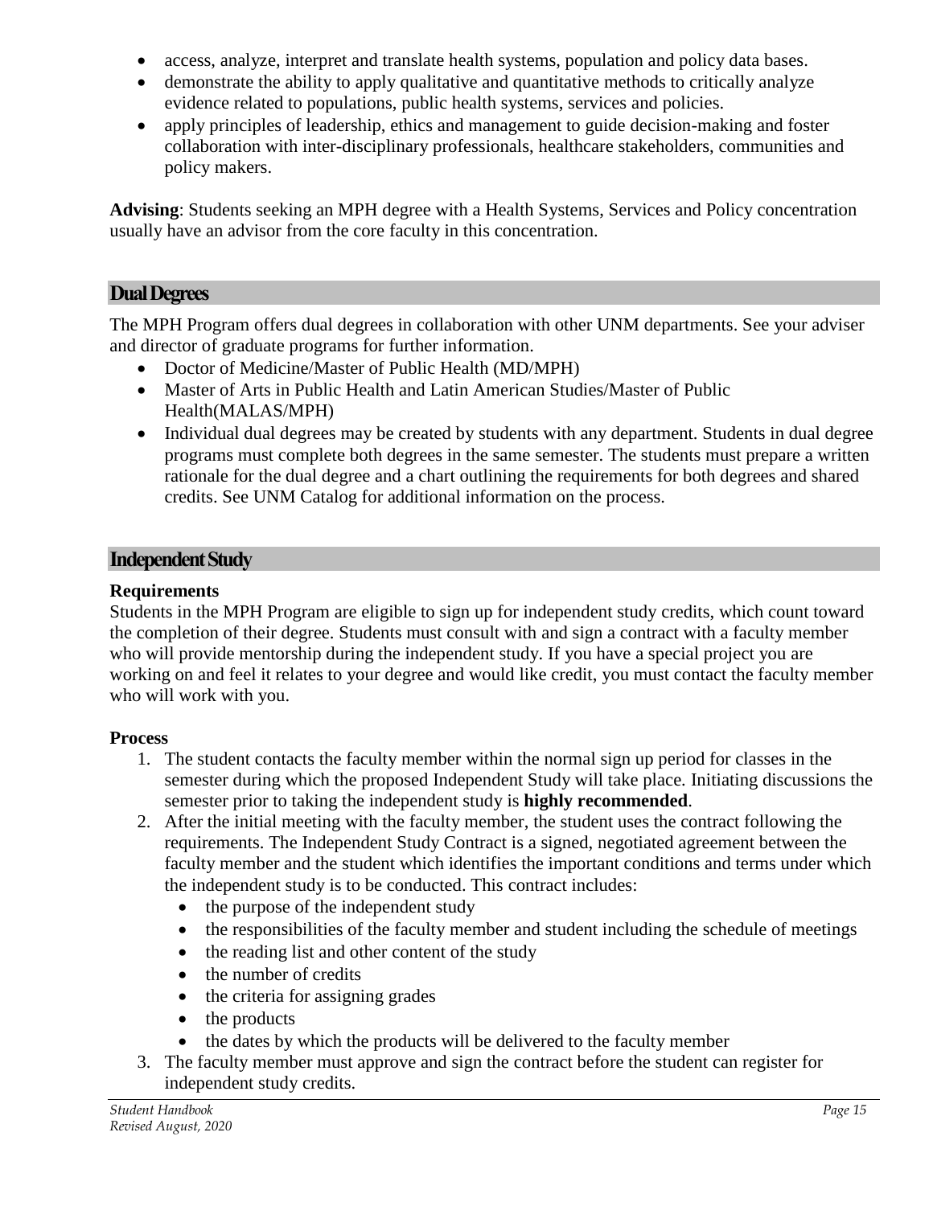- access, analyze, interpret and translate health systems, population and policy data bases.
- demonstrate the ability to apply qualitative and quantitative methods to critically analyze evidence related to populations, public health systems, services and policies.
- apply principles of leadership, ethics and management to guide decision-making and foster collaboration with inter-disciplinary professionals, healthcare stakeholders, communities and policy makers.

**Advising**: Students seeking an MPH degree with a Health Systems, Services and Policy concentration usually have an advisor from the core faculty in this concentration.

## Dual Degrees

The MPH Program offers dual degrees in collaboration with other UNM departments. See your adviser and director of graduate programs for further information.

- Doctor of Medicine/Master of Public Health (MD/MPH)
- Master of Arts in Public Health and Latin American Studies/Master of Public Health(MALAS/MPH)
- Individual dual degrees may be created by students with any department. Students in dual degree programs must complete both degrees in the same semester. The students must prepare a written rationale for the dual degree and a chart outlining the requirements for both degrees and shared credits. See UNM Catalog for additional information on the process.

## Independent Study

**Requirements**

Students in the MPH Program are eligible to sign up for independent study credits, which count toward the completion of their degree. Students must consult with and sign a contract with a faculty member who will provide mentorship during the independent study. If you have a special project you are working on and feel it relates to your degree and would like credit, you must contact the faculty member who will work with you.

**Process**

1. The student contacts the faculty member within the normal sign up period for classes in the semester during which the proposed Independent Study will take place. Initiating discussions the semester prior to taking the independent study is **highly recommended**.
2. After the initial meeting with the faculty member, the student uses the contract following the requirements. The Independent Study Contract is a signed, negotiated agreement between the faculty member and the student which identifies the important conditions and terms under which the independent study is to be conducted. This contract includes:
   - the purpose of the independent study
   - the responsibilities of the faculty member and student including the schedule of meetings
   - the reading list and other content of the study
   - the number of credits
   - the criteria for assigning grades
   - the products
   - the dates by which the products will be delivered to the faculty member
3. The faculty member must approve and sign the contract before the student can register for independent study credits.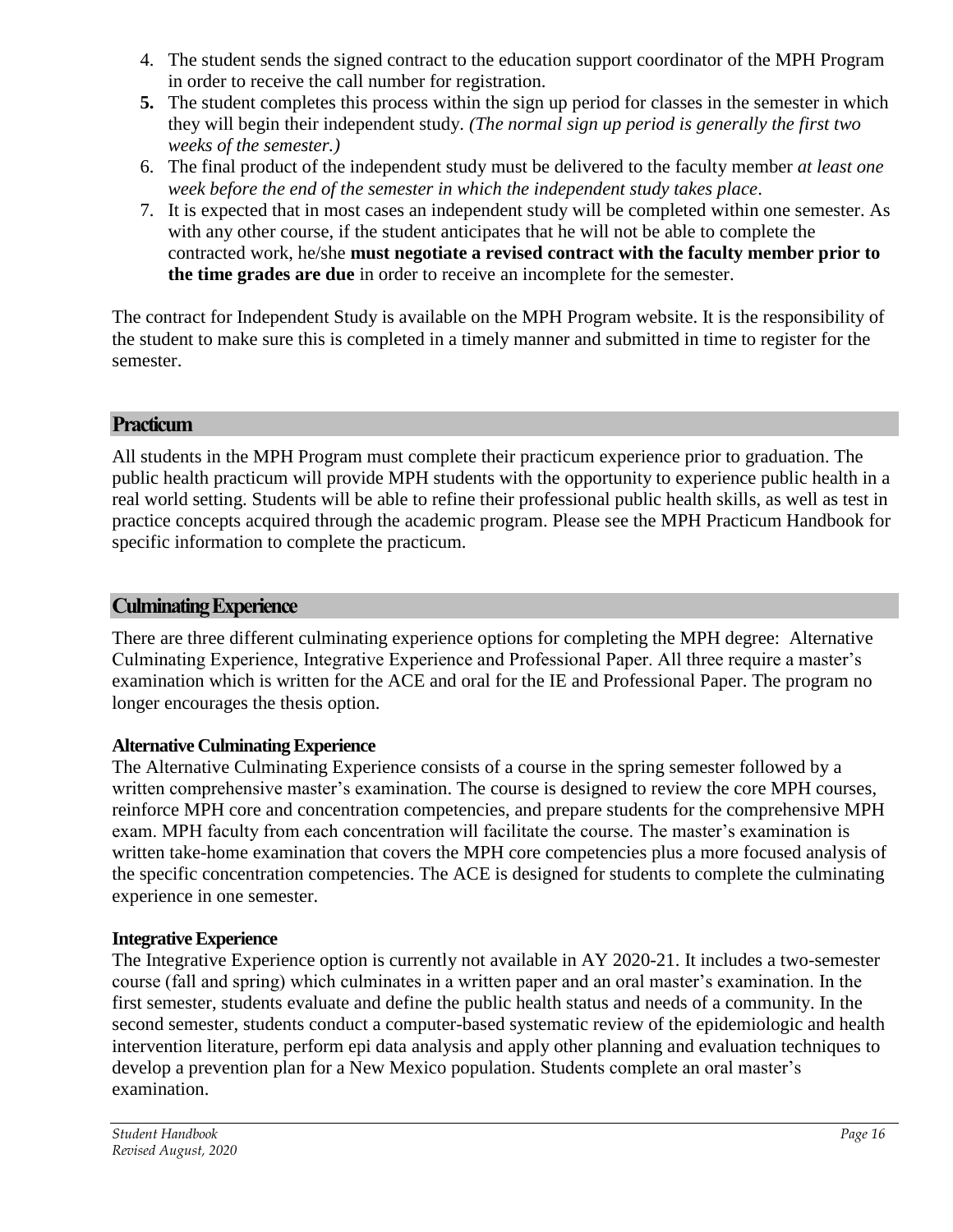4. The student sends the signed contract to the education support coordinator of the MPH Program in order to receive the call number for registration.
5. The student completes this process within the sign up period for classes in the semester in which they will begin their independent study. *(The normal sign up period is generally the first two weeks of the semester.)*
6. The final product of the independent study must be delivered to the faculty member *at least one week before the end of the semester in which the independent study takes place*.
7. It is expected that in most cases an independent study will be completed within one semester. As with any other course, if the student anticipates that he will not be able to complete the contracted work, he/she **must negotiate a revised contract with the faculty member prior to the time grades are due** in order to receive an incomplete for the semester.

The contract for Independent Study is available on the MPH Program website. It is the responsibility of the student to make sure this is completed in a timely manner and submitted in time to register for the semester.

## Practicum

All students in the MPH Program must complete their practicum experience prior to graduation. The public health practicum will provide MPH students with the opportunity to experience public health in a real world setting. Students will be able to refine their professional public health skills, as well as test in practice concepts acquired through the academic program. Please see the MPH Practicum Handbook for specific information to complete the practicum.

## Culminating Experience

There are three different culminating experience options for completing the MPH degree: Alternative Culminating Experience, Integrative Experience and Professional Paper. All three require a master's examination which is written for the ACE and oral for the IE and Professional Paper. The program no longer encourages the thesis option.

### Alternative Culminating Experience

The Alternative Culminating Experience consists of a course in the spring semester followed by a written comprehensive master's examination. The course is designed to review the core MPH courses, reinforce MPH core and concentration competencies, and prepare students for the comprehensive MPH exam. MPH faculty from each concentration will facilitate the course. The master's examination is written take-home examination that covers the MPH core competencies plus a more focused analysis of the specific concentration competencies. The ACE is designed for students to complete the culminating experience in one semester.

### Integrative Experience

The Integrative Experience option is currently not available in AY 2020-21. It includes a two-semester course (fall and spring) which culminates in a written paper and an oral master's examination. In the first semester, students evaluate and define the public health status and needs of a community. In the second semester, students conduct a computer-based systematic review of the epidemiologic and health intervention literature, perform epi data analysis and apply other planning and evaluation techniques to develop a prevention plan for a New Mexico population. Students complete an oral master's examination.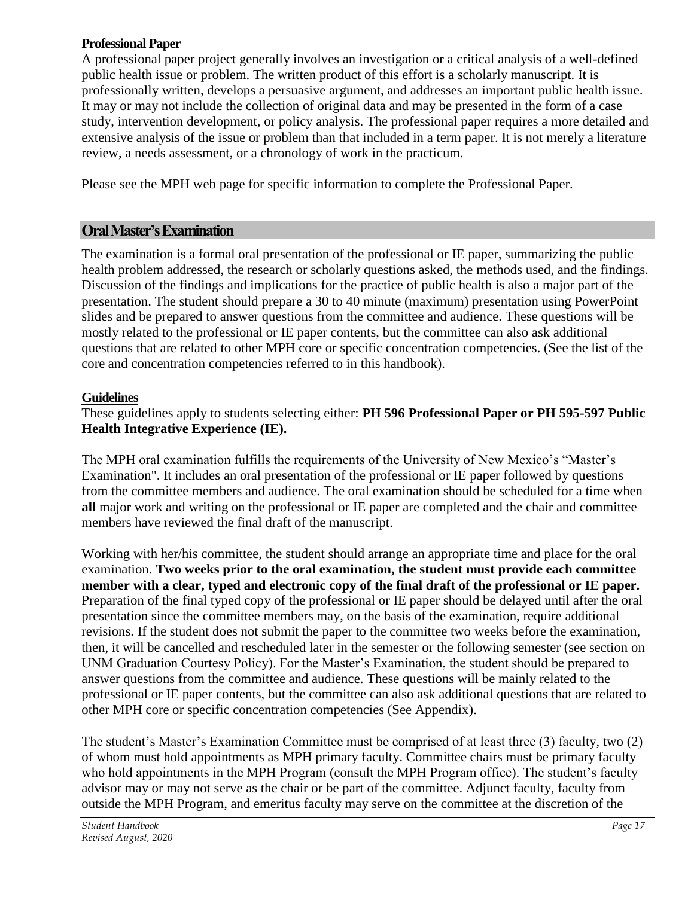**Professional Paper**

A professional paper project generally involves an investigation or a critical analysis of a well-defined public health issue or problem. The written product of this effort is a scholarly manuscript. It is professionally written, develops a persuasive argument, and addresses an important public health issue. It may or may not include the collection of original data and may be presented in the form of a case study, intervention development, or policy analysis. The professional paper requires a more detailed and extensive analysis of the issue or problem than that included in a term paper. It is not merely a literature review, a needs assessment, or a chronology of work in the practicum.

Please see the MPH web page for specific information to complete the Professional Paper.

## Oral Master's Examination

The examination is a formal oral presentation of the professional or IE paper, summarizing the public health problem addressed, the research or scholarly questions asked, the methods used, and the findings. Discussion of the findings and implications for the practice of public health is also a major part of the presentation. The student should prepare a 30 to 40 minute (maximum) presentation using PowerPoint slides and be prepared to answer questions from the committee and audience. These questions will be mostly related to the professional or IE paper contents, but the committee can also ask additional questions that are related to other MPH core or specific concentration competencies. (See the list of the core and concentration competencies referred to in this handbook).

**Guidelines**

These guidelines apply to students selecting either: **PH 596 Professional Paper or PH 595-597 Public Health Integrative Experience (IE).**

The MPH oral examination fulfills the requirements of the University of New Mexico's "Master's Examination". It includes an oral presentation of the professional or IE paper followed by questions from the committee members and audience. The oral examination should be scheduled for a time when **all** major work and writing on the professional or IE paper are completed and the chair and committee members have reviewed the final draft of the manuscript.

Working with her/his committee, the student should arrange an appropriate time and place for the oral examination. **Two weeks prior to the oral examination, the student must provide each committee member with a clear, typed and electronic copy of the final draft of the professional or IE paper.** Preparation of the final typed copy of the professional or IE paper should be delayed until after the oral presentation since the committee members may, on the basis of the examination, require additional revisions. If the student does not submit the paper to the committee two weeks before the examination, then, it will be cancelled and rescheduled later in the semester or the following semester (see section on UNM Graduation Courtesy Policy). For the Master's Examination, the student should be prepared to answer questions from the committee and audience. These questions will be mainly related to the professional or IE paper contents, but the committee can also ask additional questions that are related to other MPH core or specific concentration competencies (See Appendix).

The student's Master's Examination Committee must be comprised of at least three (3) faculty, two (2) of whom must hold appointments as MPH primary faculty. Committee chairs must be primary faculty who hold appointments in the MPH Program (consult the MPH Program office). The student's faculty advisor may or may not serve as the chair or be part of the committee. Adjunct faculty, faculty from outside the MPH Program, and emeritus faculty may serve on the committee at the discretion of the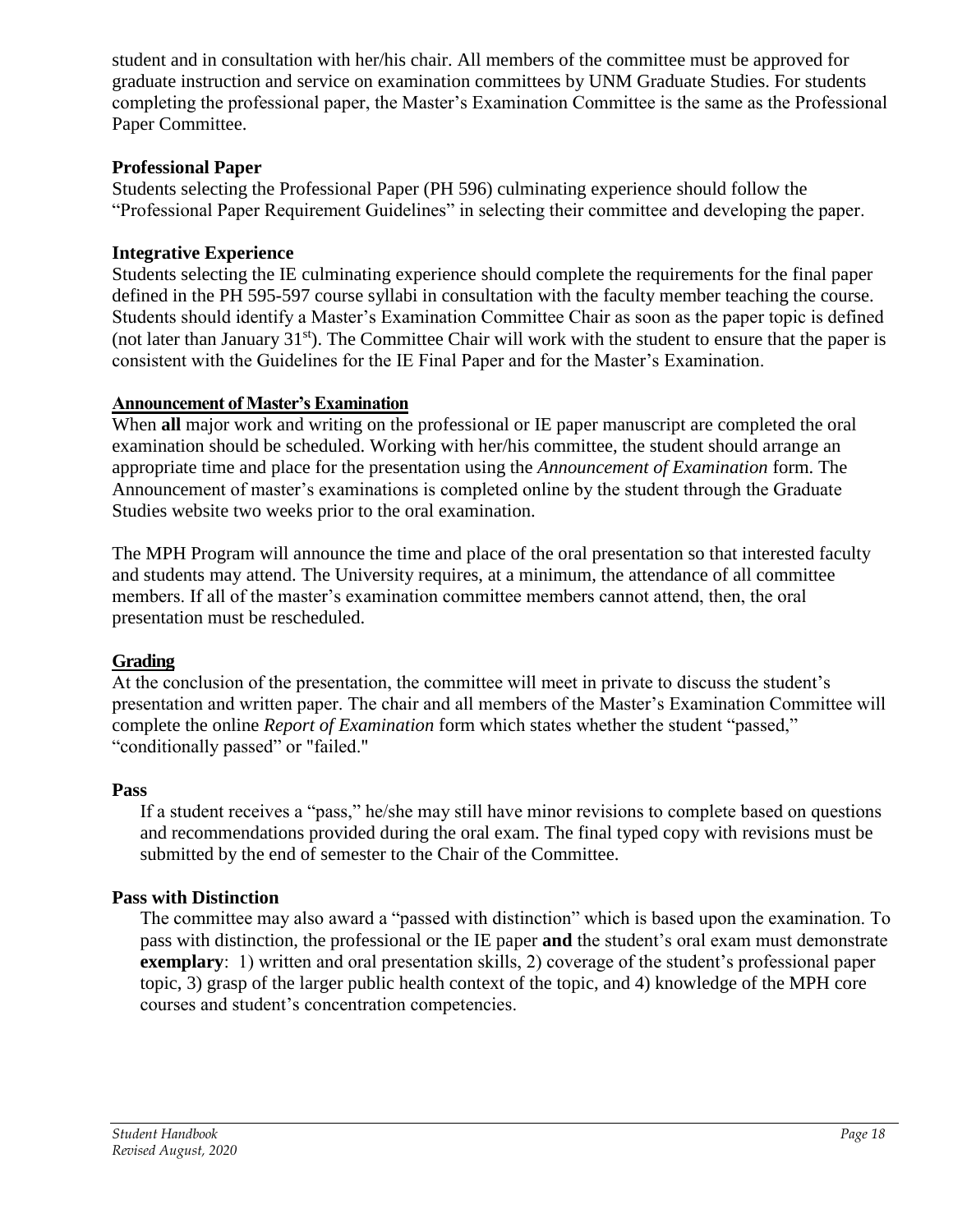student and in consultation with her/his chair. All members of the committee must be approved for graduate instruction and service on examination committees by UNM Graduate Studies. For students completing the professional paper, the Master's Examination Committee is the same as the Professional Paper Committee.

### Professional Paper

Students selecting the Professional Paper (PH 596) culminating experience should follow the "Professional Paper Requirement Guidelines" in selecting their committee and developing the paper.

### Integrative Experience

Students selecting the IE culminating experience should complete the requirements for the final paper defined in the PH 595-597 course syllabi in consultation with the faculty member teaching the course. Students should identify a Master's Examination Committee Chair as soon as the paper topic is defined (not later than January 31st). The Committee Chair will work with the student to ensure that the paper is consistent with the Guidelines for the IE Final Paper and for the Master's Examination.

### Announcement of Master's Examination

When **all** major work and writing on the professional or IE paper manuscript are completed the oral examination should be scheduled. Working with her/his committee, the student should arrange an appropriate time and place for the presentation using the *Announcement of Examination* form. The Announcement of master's examinations is completed online by the student through the Graduate Studies website two weeks prior to the oral examination.

The MPH Program will announce the time and place of the oral presentation so that interested faculty and students may attend. The University requires, at a minimum, the attendance of all committee members. If all of the master's examination committee members cannot attend, then, the oral presentation must be rescheduled.

### Grading

At the conclusion of the presentation, the committee will meet in private to discuss the student's presentation and written paper. The chair and all members of the Master's Examination Committee will complete the online *Report of Examination* form which states whether the student "passed," "conditionally passed" or "failed."

#### Pass

If a student receives a "pass," he/she may still have minor revisions to complete based on questions and recommendations provided during the oral exam. The final typed copy with revisions must be submitted by the end of semester to the Chair of the Committee.

#### Pass with Distinction

The committee may also award a "passed with distinction" which is based upon the examination. To pass with distinction, the professional or the IE paper **and** the student's oral exam must demonstrate **exemplary**: 1) written and oral presentation skills, 2) coverage of the student's professional paper topic, 3) grasp of the larger public health context of the topic, and 4) knowledge of the MPH core courses and student's concentration competencies.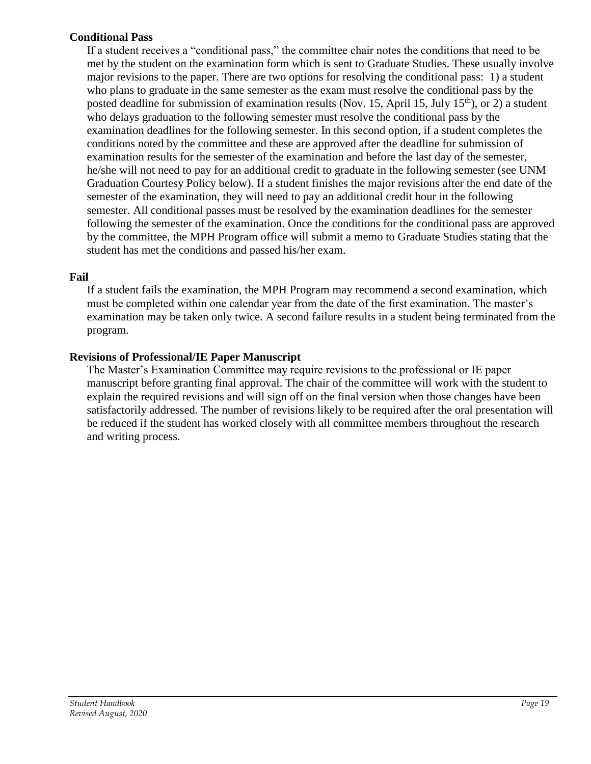**Conditional Pass**

If a student receives a "conditional pass," the committee chair notes the conditions that need to be met by the student on the examination form which is sent to Graduate Studies. These usually involve major revisions to the paper. There are two options for resolving the conditional pass: 1) a student who plans to graduate in the same semester as the exam must resolve the conditional pass by the posted deadline for submission of examination results (Nov. 15, April 15, July 15th), or 2) a student who delays graduation to the following semester must resolve the conditional pass by the examination deadlines for the following semester. In this second option, if a student completes the conditions noted by the committee and these are approved after the deadline for submission of examination results for the semester of the examination and before the last day of the semester, he/she will not need to pay for an additional credit to graduate in the following semester (see UNM Graduation Courtesy Policy below). If a student finishes the major revisions after the end date of the semester of the examination, they will need to pay an additional credit hour in the following semester. All conditional passes must be resolved by the examination deadlines for the semester following the semester of the examination. Once the conditions for the conditional pass are approved by the committee, the MPH Program office will submit a memo to Graduate Studies stating that the student has met the conditions and passed his/her exam.

**Fail**

If a student fails the examination, the MPH Program may recommend a second examination, which must be completed within one calendar year from the date of the first examination. The master's examination may be taken only twice. A second failure results in a student being terminated from the program.

**Revisions of Professional/IE Paper Manuscript**

The Master's Examination Committee may require revisions to the professional or IE paper manuscript before granting final approval. The chair of the committee will work with the student to explain the required revisions and will sign off on the final version when those changes have been satisfactorily addressed. The number of revisions likely to be required after the oral presentation will be reduced if the student has worked closely with all committee members throughout the research and writing process.